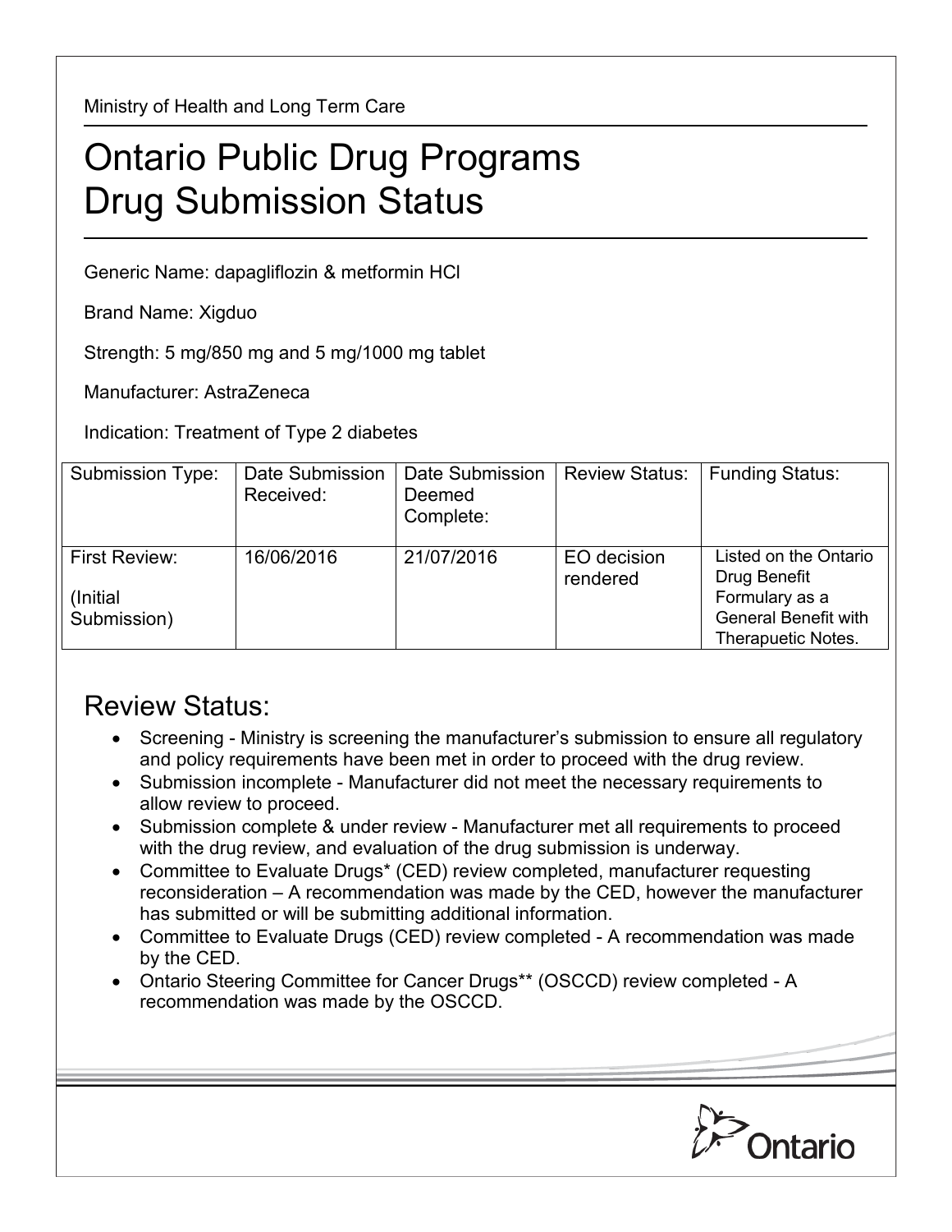Ministry of Health and Long Term Care

# Ontario Public Drug Programs
# Drug Submission Status

Generic Name: dapagliflozin & metformin HCl

Brand Name: Xigduo

Strength: 5 mg/850 mg and 5 mg/1000 mg tablet

Manufacturer: AstraZeneca

Indication: Treatment of Type 2 diabetes

| Submission Type: | Date Submission Received: | Date Submission Deemed Complete: | Review Status: | Funding Status: |
|---|---|---|---|---|
| First Review: (Initial Submission) | 16/06/2016 | 21/07/2016 | EO decision rendered | Listed on the Ontario Drug Benefit Formulary as a General Benefit with Therapuetic Notes. |

## Review Status:

- Screening - Ministry is screening the manufacturer's submission to ensure all regulatory and policy requirements have been met in order to proceed with the drug review.
- Submission incomplete - Manufacturer did not meet the necessary requirements to allow review to proceed.
- Submission complete & under review - Manufacturer met all requirements to proceed with the drug review, and evaluation of the drug submission is underway.
- Committee to Evaluate Drugs* (CED) review completed, manufacturer requesting reconsideration – A recommendation was made by the CED, however the manufacturer has submitted or will be submitting additional information.
- Committee to Evaluate Drugs (CED) review completed - A recommendation was made by the CED.
- Ontario Steering Committee for Cancer Drugs** (OSCCD) review completed - A recommendation was made by the OSCCD.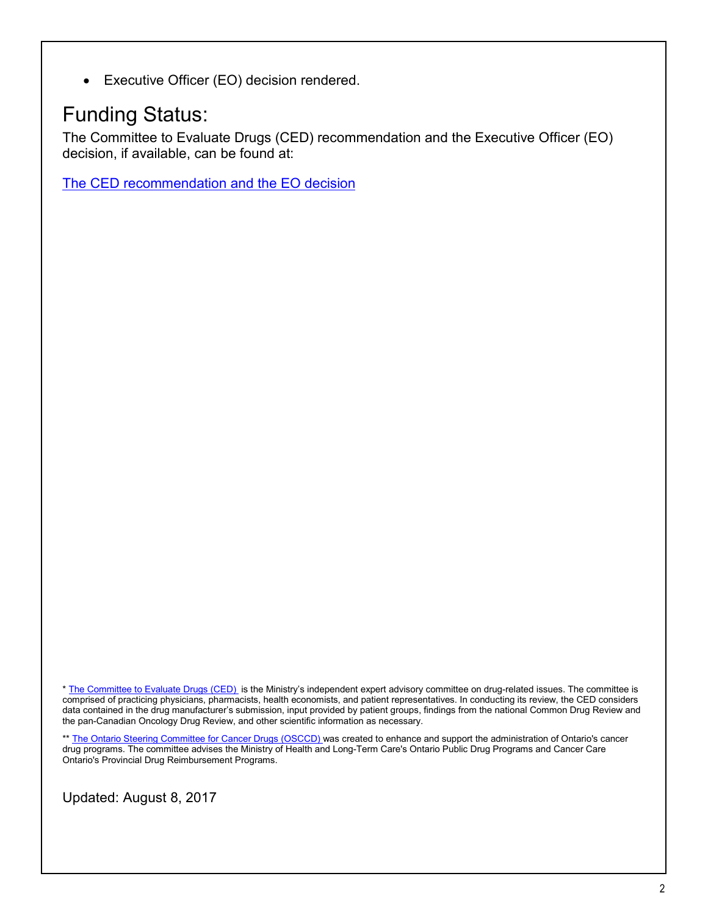- Executive Officer (EO) decision rendered.

## Funding Status:

The Committee to Evaluate Drugs (CED) recommendation and the Executive Officer (EO) decision, if available, can be found at:

The CED recommendation and the EO decision

* The Committee to Evaluate Drugs (CED) is the Ministry's independent expert advisory committee on drug-related issues. The committee is comprised of practicing physicians, pharmacists, health economists, and patient representatives. In conducting its review, the CED considers data contained in the drug manufacturer's submission, input provided by patient groups, findings from the national Common Drug Review and the pan-Canadian Oncology Drug Review, and other scientific information as necessary.

** The Ontario Steering Committee for Cancer Drugs (OSCCD) was created to enhance and support the administration of Ontario's cancer drug programs. The committee advises the Ministry of Health and Long-Term Care's Ontario Public Drug Programs and Cancer Care Ontario's Provincial Drug Reimbursement Programs.

Updated: August 8, 2017